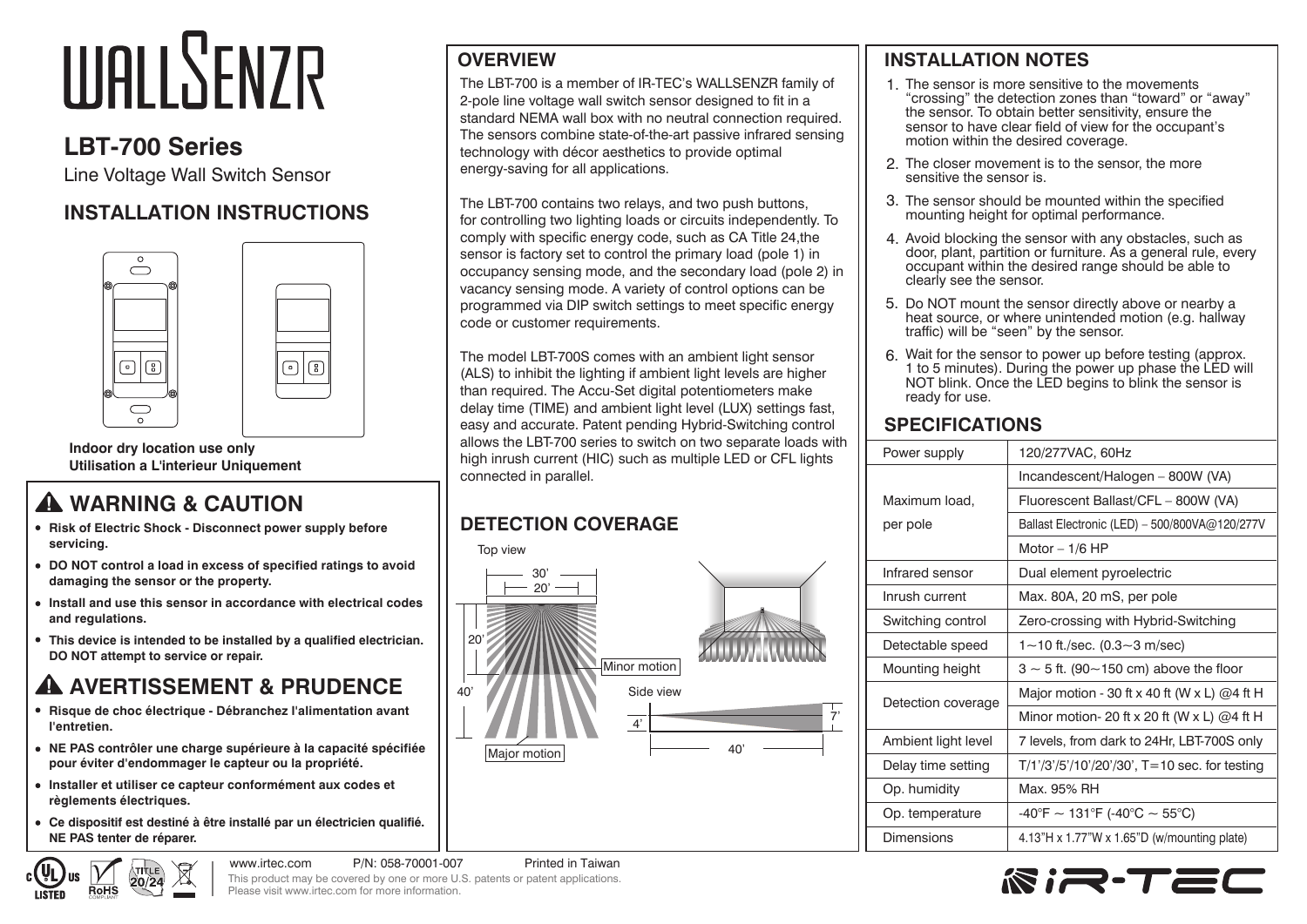# WALLSENZR

## LBT-700 Series

Line Voltage Wall Switch Sensor

## INSTALLATION INSTRUCTIONS

**Indoor dry location use only**
**Utilisation a L'interieur Uniquement**

## ⚠ WARNING & CAUTION

- **Risk of Electric Shock - Disconnect power supply before servicing.**
- **DO NOT control a load in excess of specified ratings to avoid damaging the sensor or the property.**
- **Install and use this sensor in accordance with electrical codes and regulations.**
- **This device is intended to be installed by a qualified electrician. DO NOT attempt to service or repair.**

## ⚠ AVERTISSEMENT & PRUDENCE

- **Risque de choc électrique - Débranchez l'alimentation avant l'entretien.**
- **NE PAS contrôler une charge supérieure à la capacité spécifiée pour éviter d'endommager le capteur ou la propriété.**
- **Installer et utiliser ce capteur conformément aux codes et règlements électriques.**
- **Ce dispositif est destiné à être installé par un électricien qualifié. NE PAS tenter de réparer.**

## OVERVIEW

The LBT-700 is a member of IR-TEC's WALLSENZR family of 2-pole line voltage wall switch sensor designed to fit in a standard NEMA wall box with no neutral connection required. The sensors combine state-of-the-art passive infrared sensing technology with décor aesthetics to provide optimal energy-saving for all applications.

The LBT-700 contains two relays, and two push buttons, for controlling two lighting loads or circuits independently. To comply with specific energy code, such as CA Title 24,the sensor is factory set to control the primary load (pole 1) in occupancy sensing mode, and the secondary load (pole 2) in vacancy sensing mode. A variety of control options can be programmed via DIP switch settings to meet specific energy code or customer requirements.

The model LBT-700S comes with an ambient light sensor (ALS) to inhibit the lighting if ambient light levels are higher than required. The Accu-Set digital potentiometers make delay time (TIME) and ambient light level (LUX) settings fast, easy and accurate. Patent pending Hybrid-Switching control allows the LBT-700 series to switch on two separate loads with high inrush current (HIC) such as multiple LED or CFL lights connected in parallel.

## DETECTION COVERAGE

Top view: 30', 20', 20', 40', Minor motion, Major motion

Side view: 4', 7', 40'

## INSTALLATION NOTES

1. The sensor is more sensitive to the movements "crossing" the detection zones than "toward" or "away" the sensor. To obtain better sensitivity, ensure the sensor to have clear field of view for the occupant's motion within the desired coverage.
2. The closer movement is to the sensor, the more sensitive the sensor is.
3. The sensor should be mounted within the specified mounting height for optimal performance.
4. Avoid blocking the sensor with any obstacles, such as door, plant, partition or furniture. As a general rule, every occupant within the desired range should be able to clearly see the sensor.
5. Do NOT mount the sensor directly above or nearby a heat source, or where unintended motion (e.g. hallway traffic) will be "seen" by the sensor.
6. Wait for the sensor to power up before testing (approx. 1 to 5 minutes). During the power up phase the LED will NOT blink. Once the LED begins to blink the sensor is ready for use.

## SPECIFICATIONS

| | |
|---|---|
| Power supply | 120/277VAC, 60Hz |
| Maximum load, per pole | Incandescent/Halogen – 800W (VA) |
| | Fluorescent Ballast/CFL – 800W (VA) |
| | Ballast Electronic (LED) – 500/800VA@120/277V |
| | Motor – 1/6 HP |
| Infrared sensor | Dual element pyroelectric |
| Inrush current | Max. 80A, 20 mS, per pole |
| Switching control | Zero-crossing with Hybrid-Switching |
| Detectable speed | 1~10 ft./sec. (0.3~3 m/sec) |
| Mounting height | 3 ~ 5 ft. (90~150 cm) above the floor |
| Detection coverage | Major motion - 30 ft x 40 ft (W x L) @4 ft H |
| | Minor motion- 20 ft x 20 ft (W x L) @4 ft H |
| Ambient light level | 7 levels, from dark to 24Hr, LBT-700S only |
| Delay time setting | T/1'/3'/5'/10'/20'/30', T=10 sec. for testing |
| Op. humidity | Max. 95% RH |
| Op. temperature | -40°F ~ 131°F (-40°C ~ 55°C) |
| Dimensions | 4.13"H x 1.77"W x 1.65"D (w/mounting plate) |

www.irtec.com P/N: 058-70001-007 Printed in Taiwan

This product may be covered by one or more U.S. patents or patent applications. Please visit www.irtec.com for more information.

IR-TEC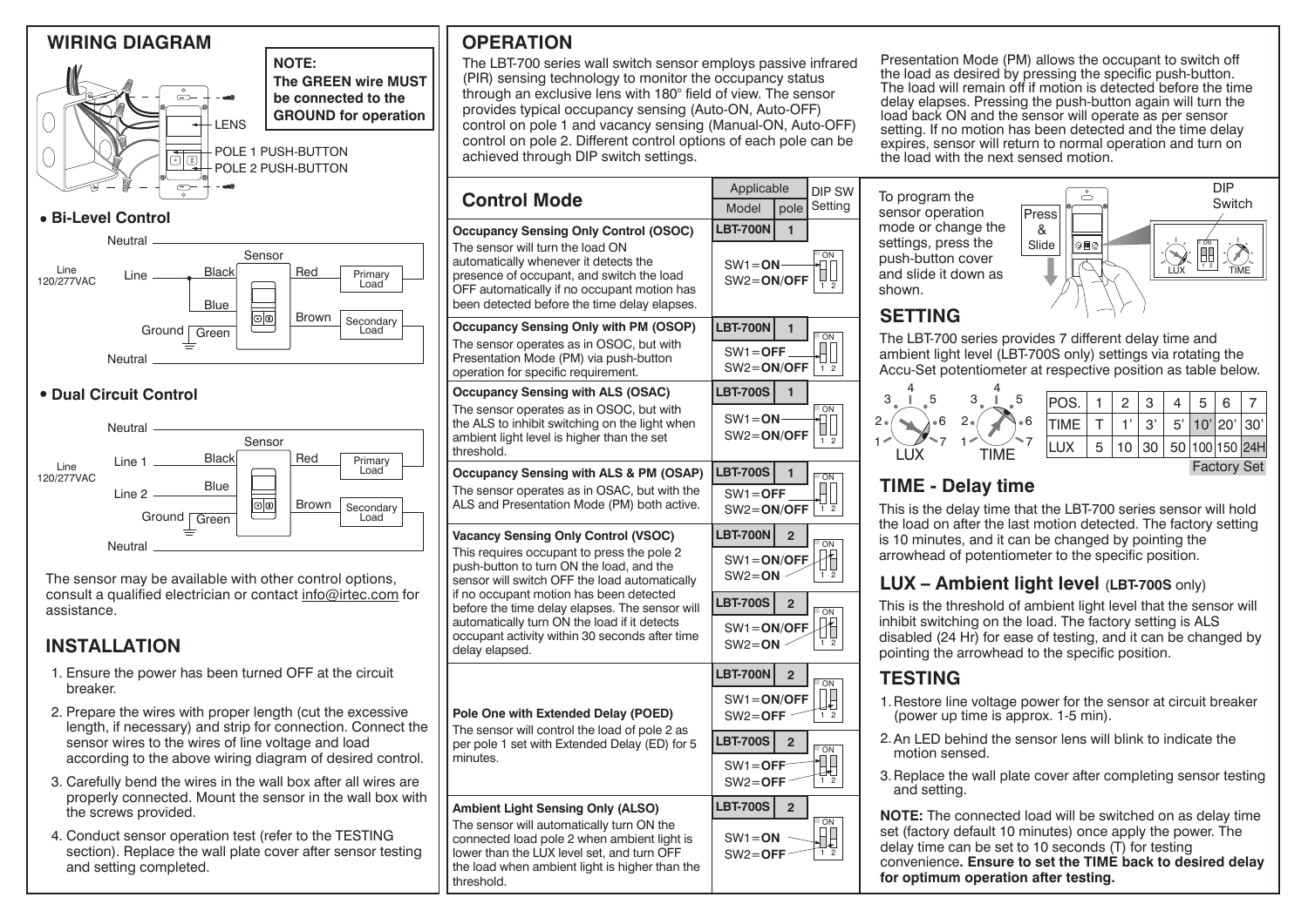## WIRING DIAGRAM

LENS
POLE 1 PUSH-BUTTON
POLE 2 PUSH-BUTTON

**NOTE:**
**The GREEN wire MUST be connected to the GROUND for operation**

- **Bi-Level Control**

Neutral
Line 120/277VAC
Line
Black
Sensor
Red
Primary Load
Blue
Brown
Secondary Load
Ground
Green
Neutral

- **Dual Circuit Control**

Neutral
Line 120/277VAC
Line 1
Black
Sensor
Red
Primary Load
Line 2
Blue
Brown
Secondary Load
Ground
Green
Neutral

The sensor may be available with other control options, consult a qualified electrician or contact info@irtec.com for assistance.

## INSTALLATION

1. Ensure the power has been turned OFF at the circuit breaker.
2. Prepare the wires with proper length (cut the excessive length, if necessary) and strip for connection. Connect the sensor wires to the wires of line voltage and load according to the above wiring diagram of desired control.
3. Carefully bend the wires in the wall box after all wires are properly connected. Mount the sensor in the wall box with the screws provided.
4. Conduct sensor operation test (refer to the TESTING section). Replace the wall plate cover after sensor testing and setting completed.

## OPERATION

The LBT-700 series wall switch sensor employs passive infrared (PIR) sensing technology to monitor the occupancy status through an exclusive lens with 180° field of view. The sensor provides typical occupancy sensing (Auto-ON, Auto-OFF) control on pole 1 and vacancy sensing (Manual-ON, Auto-OFF) control on pole 2. Different control options of each pole can be achieved through DIP switch settings.

Presentation Mode (PM) allows the occupant to switch off the load as desired by pressing the specific push-button. The load will remain off if motion is detected before the time delay elapses. Pressing the push-button again will turn the load back ON and the sensor will operate as per sensor setting. If no motion has been detected and the time delay expires, sensor will return to normal operation and turn on the load with the next sensed motion.

| Control Mode | Applicable Model | Applicable pole | DIP SW Setting |
|---|---|---|---|
| **Occupancy Sensing Only Control (OSOC)** The sensor will turn the load ON automatically whenever it detects the presence of occupant, and switch the load OFF automatically if no occupant motion has been detected before the time delay elapses. | **LBT-700N** | **1** | SW1=**ON** SW2=**ON/OFF** |
| **Occupancy Sensing Only with PM (OSOP)** The sensor operates as in OSOC, but with Presentation Mode (PM) via push-button operation for specific requirement. | **LBT-700N** | **1** | SW1=**OFF** SW2=**ON/OFF** |
| **Occupancy Sensing with ALS (OSAC)** The sensor operates as in OSOC, but with the ALS to inhibit switching on the light when ambient light level is higher than the set threshold. | **LBT-700S** | **1** | SW1=**ON** SW2=**ON/OFF** |
| **Occupancy Sensing with ALS & PM (OSAP)** The sensor operates as in OSAC, but with the ALS and Presentation Mode (PM) both active. | **LBT-700S** | **1** | SW1=**OFF** SW2=**ON/OFF** |
| **Vacancy Sensing Only Control (VSOC)** This requires occupant to press the pole 2 push-button to turn ON the load, and the sensor will switch OFF the load automatically if no occupant motion has been detected before the time delay elapses. The sensor will automatically turn ON the load if it detects occupant activity within 30 seconds after time delay elapsed. | **LBT-700N** | **2** | SW1=**ON/OFF** SW2=**ON** |
| | **LBT-700S** | **2** | SW1=**ON/OFF** SW2=**ON** |
| **Pole One with Extended Delay (POED)** The sensor will control the load of pole 2 as per pole 1 set with Extended Delay (ED) for 5 minutes. | **LBT-700N** | **2** | SW1=**ON/OFF** SW2=**OFF** |
| | **LBT-700S** | **2** | SW1=**OFF** SW2=**OFF** |
| **Ambient Light Sensing Only (ALSO)** The sensor will automatically turn ON the connected load pole 2 when ambient light is lower than the LUX level set, and turn OFF the load when ambient light is higher than the threshold. | **LBT-700S** | **2** | SW1=**ON** SW2=**OFF** |

To program the sensor operation mode or change the settings, press the push-button cover and slide it down as shown.

Press & Slide

DIP Switch

LUX
TIME

## SETTING

The LBT-700 series provides 7 different delay time and ambient light level (LBT-700S only) settings via rotating the Accu-Set potentiometer at respective position as table below.

LUX
TIME

| POS. | 1 | 2 | 3 | 4 | 5 | 6 | 7 |
|---|---|---|---|---|---|---|---|
| TIME | T | 1' | 3' | 5' | 10' | 20' | 30' |
| LUX | 5 | 10 | 30 | 50 | 100 | 150 | 24H |

Factory Set

### TIME - Delay time

This is the delay time that the LBT-700 series sensor will hold the load on after the last motion detected. The factory setting is 10 minutes, and it can be changed by pointing the arrowhead of potentiometer to the specific position.

### LUX – Ambient light level (LBT-700S only)

This is the threshold of ambient light level that the sensor will inhibit switching on the load. The factory setting is ALS disabled (24 Hr) for ease of testing, and it can be changed by pointing the arrowhead to the specific position.

## TESTING

1. Restore line voltage power for the sensor at circuit breaker (power up time is approx. 1-5 min).
2. An LED behind the sensor lens will blink to indicate the motion sensed.
3. Replace the wall plate cover after completing sensor testing and setting.

**NOTE:** The connected load will be switched on as delay time set (factory default 10 minutes) once apply the power. The delay time can be set to 10 seconds (T) for testing convenience**. Ensure to set the TIME back to desired delay for optimum operation after testing.**